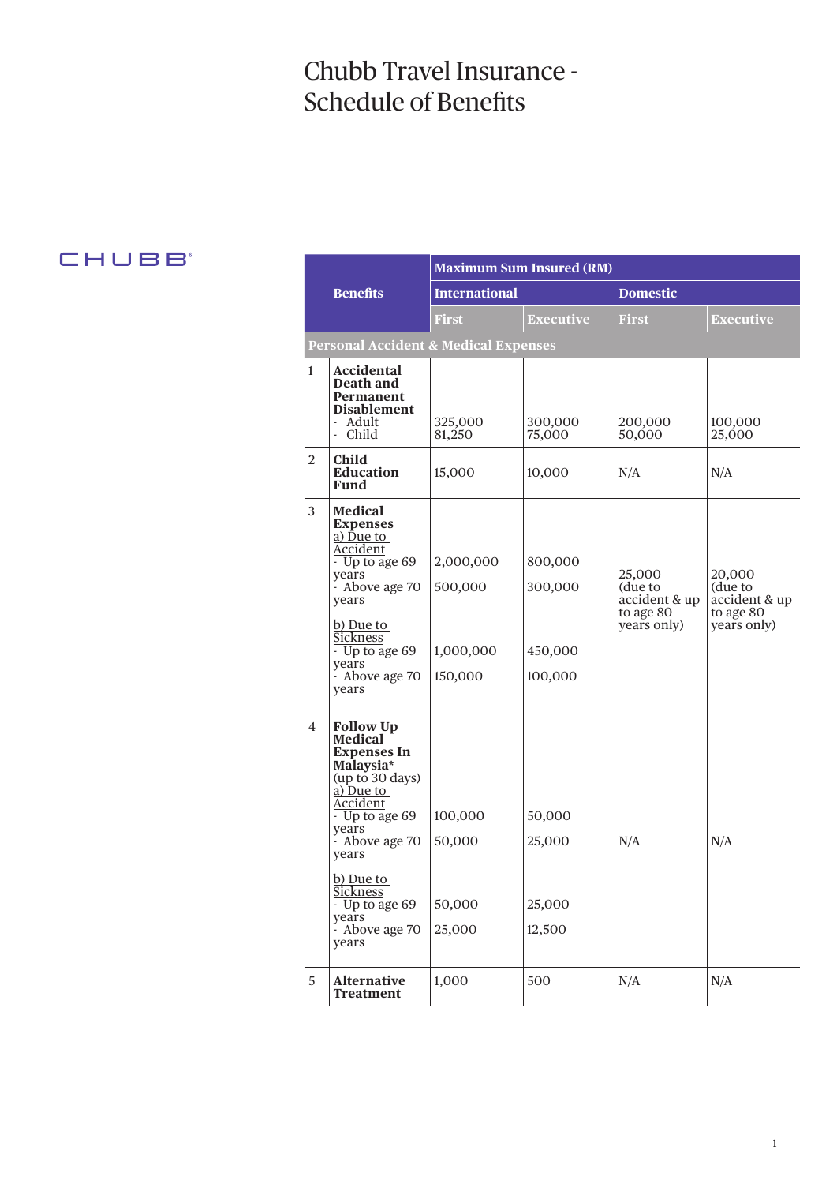# Chubb Travel Insurance - Schedule of Benefits

CHUBB

| | Benefits | Maximum Sum Insured (RM) | | | |
|---|---|---|---|---|---|
| | | International | | Domestic | |
| | | First | Executive | First | Executive |
| **Personal Accident & Medical Expenses** | | | | | |
| 1 | **Accidental Death and Permanent Disablement**<br>- Adult<br>- Child | <br>325,000<br>81,250 | <br>300,000<br>75,000 | <br>200,000<br>50,000 | <br>100,000<br>25,000 |
| 2 | **Child Education Fund** | 15,000 | 10,000 | N/A | N/A |
| 3 | **Medical Expenses**<br>a) Due to Accident<br>- Up to age 69 years<br>- Above age 70 years<br><br>b) Due to Sickness<br>- Up to age 69 years<br>- Above age 70 years | <br><br>2,000,000<br>500,000<br><br><br>1,000,000<br>150,000 | <br><br>800,000<br>300,000<br><br><br>450,000<br>100,000 | 25,000 (due to accident & up to age 80 years only) | 20,000 (due to accident & up to age 80 years only) |
| 4 | **Follow Up Medical Expenses In Malaysia*** (up to 30 days)<br>a) Due to Accident<br>- Up to age 69 years<br>- Above age 70 years<br><br>b) Due to Sickness<br>- Up to age 69 years<br>- Above age 70 years | <br><br>100,000<br>50,000<br><br><br>50,000<br>25,000 | <br><br>50,000<br>25,000<br><br><br>25,000<br>12,500 | N/A | N/A |
| 5 | **Alternative Treatment** | 1,000 | 500 | N/A | N/A |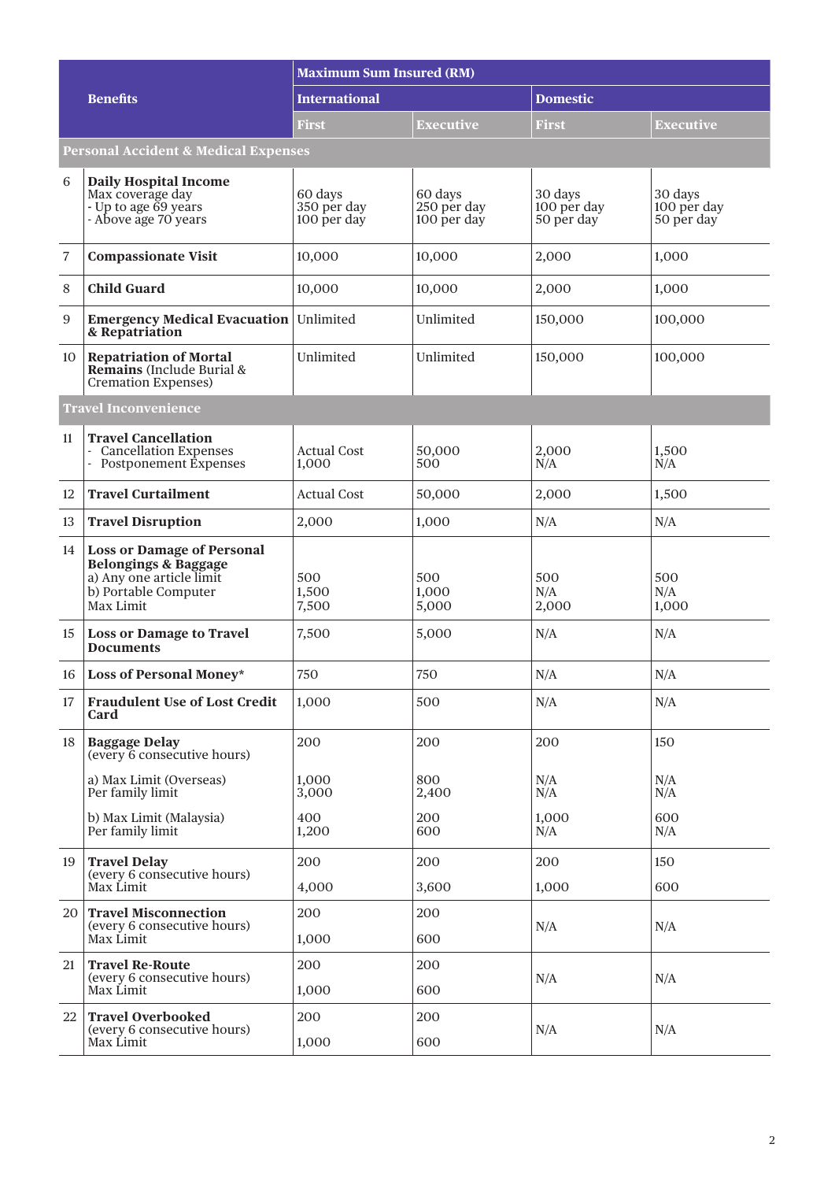| | Benefits | Maximum Sum Insured (RM) | | | |
|---|---|---|---|---|---|
| | | International | | Domestic | |
| | | First | Executive | First | Executive |
| **Personal Accident & Medical Expenses** | | | | | |
| 6 | **Daily Hospital Income**<br>Max coverage day<br>- Up to age 69 years<br>- Above age 70 years | 60 days<br>350 per day<br>100 per day | 60 days<br>250 per day<br>100 per day | 30 days<br>100 per day<br>50 per day | 30 days<br>100 per day<br>50 per day |
| 7 | **Compassionate Visit** | 10,000 | 10,000 | 2,000 | 1,000 |
| 8 | **Child Guard** | 10,000 | 10,000 | 2,000 | 1,000 |
| 9 | **Emergency Medical Evacuation & Repatriation** | Unlimited | Unlimited | 150,000 | 100,000 |
| 10 | **Repatriation of Mortal Remains** (Include Burial & Cremation Expenses) | Unlimited | Unlimited | 150,000 | 100,000 |
| **Travel Inconvenience** | | | | | |
| 11 | **Travel Cancellation**<br>- Cancellation Expenses<br>- Postponement Expenses | Actual Cost<br>1,000 | 50,000<br>500 | 2,000<br>N/A | 1,500<br>N/A |
| 12 | **Travel Curtailment** | Actual Cost | 50,000 | 2,000 | 1,500 |
| 13 | **Travel Disruption** | 2,000 | 1,000 | N/A | N/A |
| 14 | **Loss or Damage of Personal Belongings & Baggage**<br>a) Any one article limit<br>b) Portable Computer<br>Max Limit | 500<br>1,500<br>7,500 | 500<br>1,000<br>5,000 | 500<br>N/A<br>2,000 | 500<br>N/A<br>1,000 |
| 15 | **Loss or Damage to Travel Documents** | 7,500 | 5,000 | N/A | N/A |
| 16 | **Loss of Personal Money*** | 750 | 750 | N/A | N/A |
| 17 | **Fraudulent Use of Lost Credit Card** | 1,000 | 500 | N/A | N/A |
| 18 | **Baggage Delay**<br>(every 6 consecutive hours)<br>a) Max Limit (Overseas)<br>Per family limit<br>b) Max Limit (Malaysia)<br>Per family limit | 200<br>1,000<br>3,000<br>400<br>1,200 | 200<br>800<br>2,400<br>200<br>600 | 200<br>N/A<br>N/A<br>1,000<br>N/A | 150<br>N/A<br>N/A<br>600<br>N/A |
| 19 | **Travel Delay**<br>(every 6 consecutive hours)<br>Max Limit | 200<br>4,000 | 200<br>3,600 | 200<br>1,000 | 150<br>600 |
| 20 | **Travel Misconnection**<br>(every 6 consecutive hours)<br>Max Limit | 200<br>1,000 | 200<br>600 | N/A | N/A |
| 21 | **Travel Re-Route**<br>(every 6 consecutive hours)<br>Max Limit | 200<br>1,000 | 200<br>600 | N/A | N/A |
| 22 | **Travel Overbooked**<br>(every 6 consecutive hours)<br>Max Limit | 200<br>1,000 | 200<br>600 | N/A | N/A |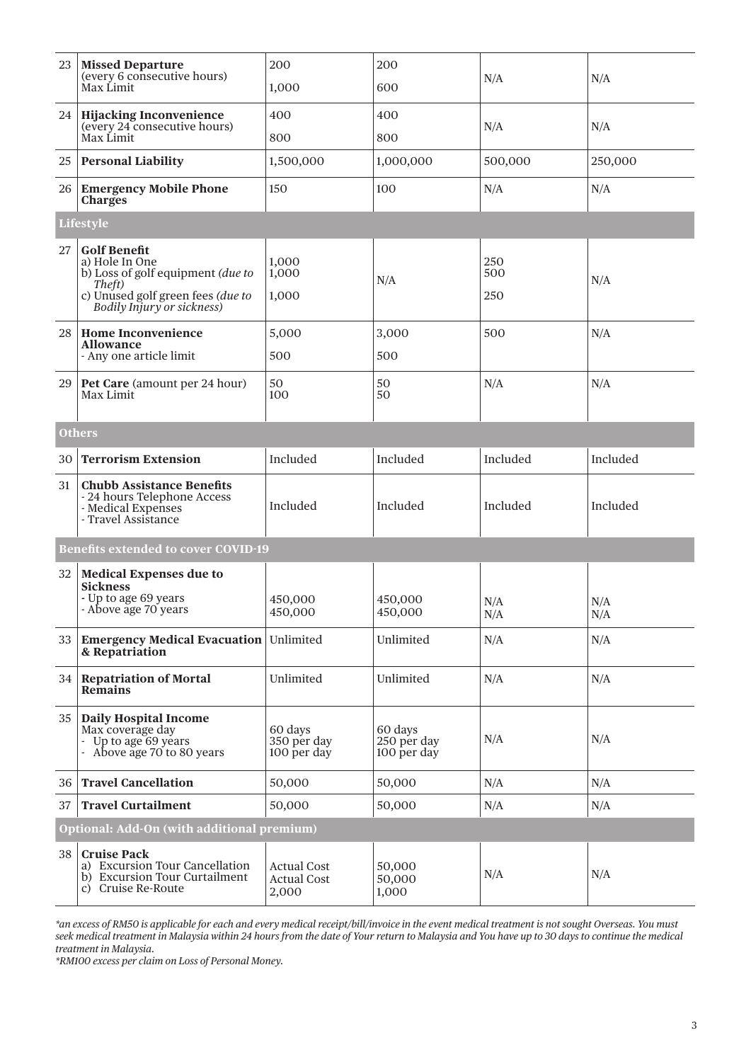| 23 | **Missed Departure** (every 6 consecutive hours) Max Limit | 200<br>1,000 | 200<br>600 | N/A | N/A |
|---|---|---|---|---|---|
| 24 | **Hijacking Inconvenience** (every 24 consecutive hours) Max Limit | 400<br>800 | 400<br>800 | N/A | N/A |
| 25 | **Personal Liability** | 1,500,000 | 1,000,000 | 500,000 | 250,000 |
| 26 | **Emergency Mobile Phone Charges** | 150 | 100 | N/A | N/A |
| **Lifestyle** | | | | | |
| 27 | **Golf Benefit**<br>a) Hole In One<br>b) Loss of golf equipment *(due to Theft)*<br>c) Unused golf green fees *(due to Bodily Injury or sickness)* | 1,000<br>1,000<br>1,000 | N/A | 250<br>500<br>250 | N/A |
| 28 | **Home Inconvenience Allowance**<br>- Any one article limit | 5,000<br>500 | 3,000<br>500 | 500 | N/A |
| 29 | **Pet Care** (amount per 24 hour) Max Limit | 50<br>100 | 50<br>50 | N/A | N/A |
| **Others** | | | | | |
| 30 | **Terrorism Extension** | Included | Included | Included | Included |
| 31 | **Chubb Assistance Benefits**<br>- 24 hours Telephone Access<br>- Medical Expenses<br>- Travel Assistance | Included | Included | Included | Included |
| **Benefits extended to cover COVID-19** | | | | | |
| 32 | **Medical Expenses due to Sickness**<br>- Up to age 69 years<br>- Above age 70 years | 450,000<br>450,000 | 450,000<br>450,000 | N/A<br>N/A | N/A<br>N/A |
| 33 | **Emergency Medical Evacuation & Repatriation** | Unlimited | Unlimited | N/A | N/A |
| 34 | **Repatriation of Mortal Remains** | Unlimited | Unlimited | N/A | N/A |
| 35 | **Daily Hospital Income**<br>Max coverage day<br>- Up to age 69 years<br>- Above age 70 to 80 years | 60 days<br>350 per day<br>100 per day | 60 days<br>250 per day<br>100 per day | N/A | N/A |
| 36 | **Travel Cancellation** | 50,000 | 50,000 | N/A | N/A |
| 37 | **Travel Curtailment** | 50,000 | 50,000 | N/A | N/A |
| **Optional: Add-On (with additional premium)** | | | | | |
| 38 | **Cruise Pack**<br>a) Excursion Tour Cancellation<br>b) Excursion Tour Curtailment<br>c) Cruise Re-Route | Actual Cost<br>Actual Cost<br>2,000 | 50,000<br>50,000<br>1,000 | N/A | N/A |

*\*an excess of RM50 is applicable for each and every medical receipt/bill/invoice in the event medical treatment is not sought Overseas. You must seek medical treatment in Malaysia within 24 hours from the date of Your return to Malaysia and You have up to 30 days to continue the medical treatment in Malaysia.*

*\*RM100 excess per claim on Loss of Personal Money.*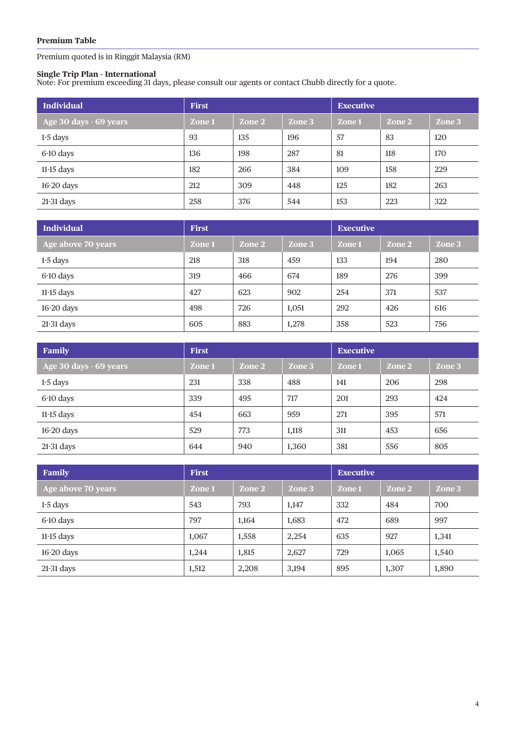**Premium Table**

Premium quoted is in Ringgit Malaysia (RM)

**Single Trip Plan - International**
Note: For premium exceeding 31 days, please consult our agents or contact Chubb directly for a quote.

| Individual | First | | | Executive | | |
|---|---|---|---|---|---|---|
| Age 30 days - 69 years | Zone 1 | Zone 2 | Zone 3 | Zone 1 | Zone 2 | Zone 3 |
| 1-5 days | 93 | 135 | 196 | 57 | 83 | 120 |
| 6-10 days | 136 | 198 | 287 | 81 | 118 | 170 |
| 11-15 days | 182 | 266 | 384 | 109 | 158 | 229 |
| 16-20 days | 212 | 309 | 448 | 125 | 182 | 263 |
| 21-31 days | 258 | 376 | 544 | 153 | 223 | 322 |

| Individual | First | | | Executive | | |
|---|---|---|---|---|---|---|
| Age above 70 years | Zone 1 | Zone 2 | Zone 3 | Zone 1 | Zone 2 | Zone 3 |
| 1-5 days | 218 | 318 | 459 | 133 | 194 | 280 |
| 6-10 days | 319 | 466 | 674 | 189 | 276 | 399 |
| 11-15 days | 427 | 623 | 902 | 254 | 371 | 537 |
| 16-20 days | 498 | 726 | 1,051 | 292 | 426 | 616 |
| 21-31 days | 605 | 883 | 1,278 | 358 | 523 | 756 |

| Family | First | | | Executive | | |
|---|---|---|---|---|---|---|
| Age 30 days - 69 years | Zone 1 | Zone 2 | Zone 3 | Zone 1 | Zone 2 | Zone 3 |
| 1-5 days | 231 | 338 | 488 | 141 | 206 | 298 |
| 6-10 days | 339 | 495 | 717 | 201 | 293 | 424 |
| 11-15 days | 454 | 663 | 959 | 271 | 395 | 571 |
| 16-20 days | 529 | 773 | 1,118 | 311 | 453 | 656 |
| 21-31 days | 644 | 940 | 1,360 | 381 | 556 | 805 |

| Family | First | | | Executive | | |
|---|---|---|---|---|---|---|
| Age above 70 years | Zone 1 | Zone 2 | Zone 3 | Zone 1 | Zone 2 | Zone 3 |
| 1-5 days | 543 | 793 | 1,147 | 332 | 484 | 700 |
| 6-10 days | 797 | 1,164 | 1,683 | 472 | 689 | 997 |
| 11-15 days | 1,067 | 1,558 | 2,254 | 635 | 927 | 1,341 |
| 16-20 days | 1,244 | 1,815 | 2,627 | 729 | 1,065 | 1,540 |
| 21-31 days | 1,512 | 2,208 | 3,194 | 895 | 1,307 | 1,890 |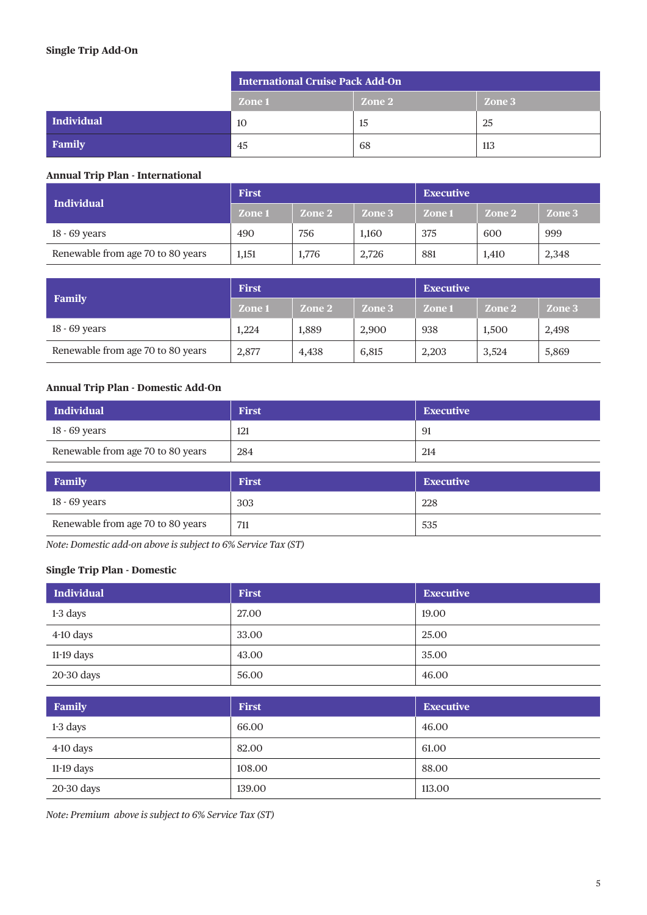**Single Trip Add-On**

| | International Cruise Pack Add-On | | |
|---|---|---|---|
| | Zone 1 | Zone 2 | Zone 3 |
| **Individual** | 10 | 15 | 25 |
| **Family** | 45 | 68 | 113 |

**Annual Trip Plan - International**

| Individual | First | | | Executive | | |
|---|---|---|---|---|---|---|
| | Zone 1 | Zone 2 | Zone 3 | Zone 1 | Zone 2 | Zone 3 |
| 18 - 69 years | 490 | 756 | 1,160 | 375 | 600 | 999 |
| Renewable from age 70 to 80 years | 1,151 | 1,776 | 2,726 | 881 | 1,410 | 2,348 |

| Family | First | | | Executive | | |
|---|---|---|---|---|---|---|
| | Zone 1 | Zone 2 | Zone 3 | Zone 1 | Zone 2 | Zone 3 |
| 18 - 69 years | 1,224 | 1,889 | 2,900 | 938 | 1,500 | 2,498 |
| Renewable from age 70 to 80 years | 2,877 | 4,438 | 6,815 | 2,203 | 3,524 | 5,869 |

**Annual Trip Plan - Domestic Add-On**

| Individual | First | Executive |
|---|---|---|
| 18 - 69 years | 121 | 91 |
| Renewable from age 70 to 80 years | 284 | 214 |

| Family | First | Executive |
|---|---|---|
| 18 - 69 years | 303 | 228 |
| Renewable from age 70 to 80 years | 711 | 535 |

*Note: Domestic add-on above is subject to 6% Service Tax (ST)*

**Single Trip Plan - Domestic**

| Individual | First | Executive |
|---|---|---|
| 1-3 days | 27.00 | 19.00 |
| 4-10 days | 33.00 | 25.00 |
| 11-19 days | 43.00 | 35.00 |
| 20-30 days | 56.00 | 46.00 |

| Family | First | Executive |
|---|---|---|
| 1-3 days | 66.00 | 46.00 |
| 4-10 days | 82.00 | 61.00 |
| 11-19 days | 108.00 | 88.00 |
| 20-30 days | 139.00 | 113.00 |

*Note: Premium above is subject to 6% Service Tax (ST)*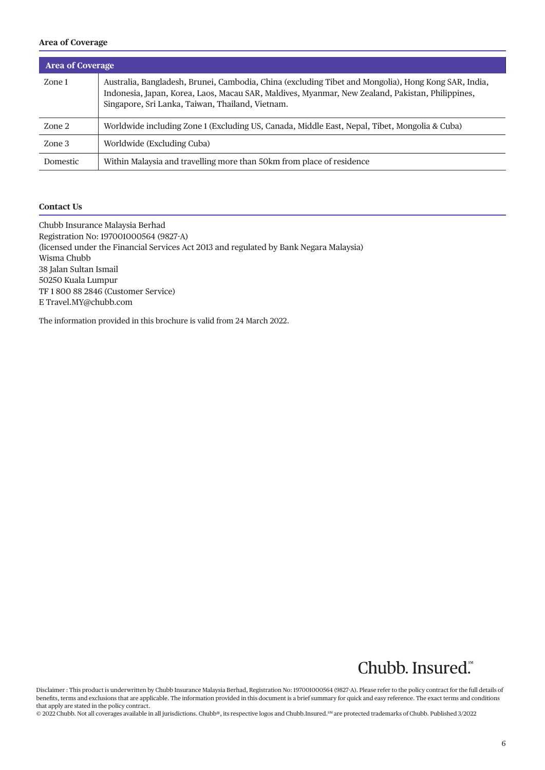## Area of Coverage

| Area of Coverage | |
|---|---|
| Zone 1 | Australia, Bangladesh, Brunei, Cambodia, China (excluding Tibet and Mongolia), Hong Kong SAR, India, Indonesia, Japan, Korea, Laos, Macau SAR, Maldives, Myanmar, New Zealand, Pakistan, Philippines, Singapore, Sri Lanka, Taiwan, Thailand, Vietnam. |
| Zone 2 | Worldwide including Zone 1 (Excluding US, Canada, Middle East, Nepal, Tibet, Mongolia & Cuba) |
| Zone 3 | Worldwide (Excluding Cuba) |
| Domestic | Within Malaysia and travelling more than 50km from place of residence |

## Contact Us

Chubb Insurance Malaysia Berhad
Registration No: 197001000564 (9827-A)
(licensed under the Financial Services Act 2013 and regulated by Bank Negara Malaysia)
Wisma Chubb
38 Jalan Sultan Ismail
50250 Kuala Lumpur
TF 1 800 88 2846 (Customer Service)
E Travel.MY@chubb.com

The information provided in this brochure is valid from 24 March 2022.

Chubb. Insured.℠

Disclaimer : This product is underwritten by Chubb Insurance Malaysia Berhad, Registration No: 197001000564 (9827-A). Please refer to the policy contract for the full details of benefits, terms and exclusions that are applicable. The information provided in this document is a brief summary for quick and easy reference. The exact terms and conditions that apply are stated in the policy contract.
© 2022 Chubb. Not all coverages available in all jurisdictions. Chubb®, its respective logos and Chubb.Insured.℠ are protected trademarks of Chubb. Published 3/2022